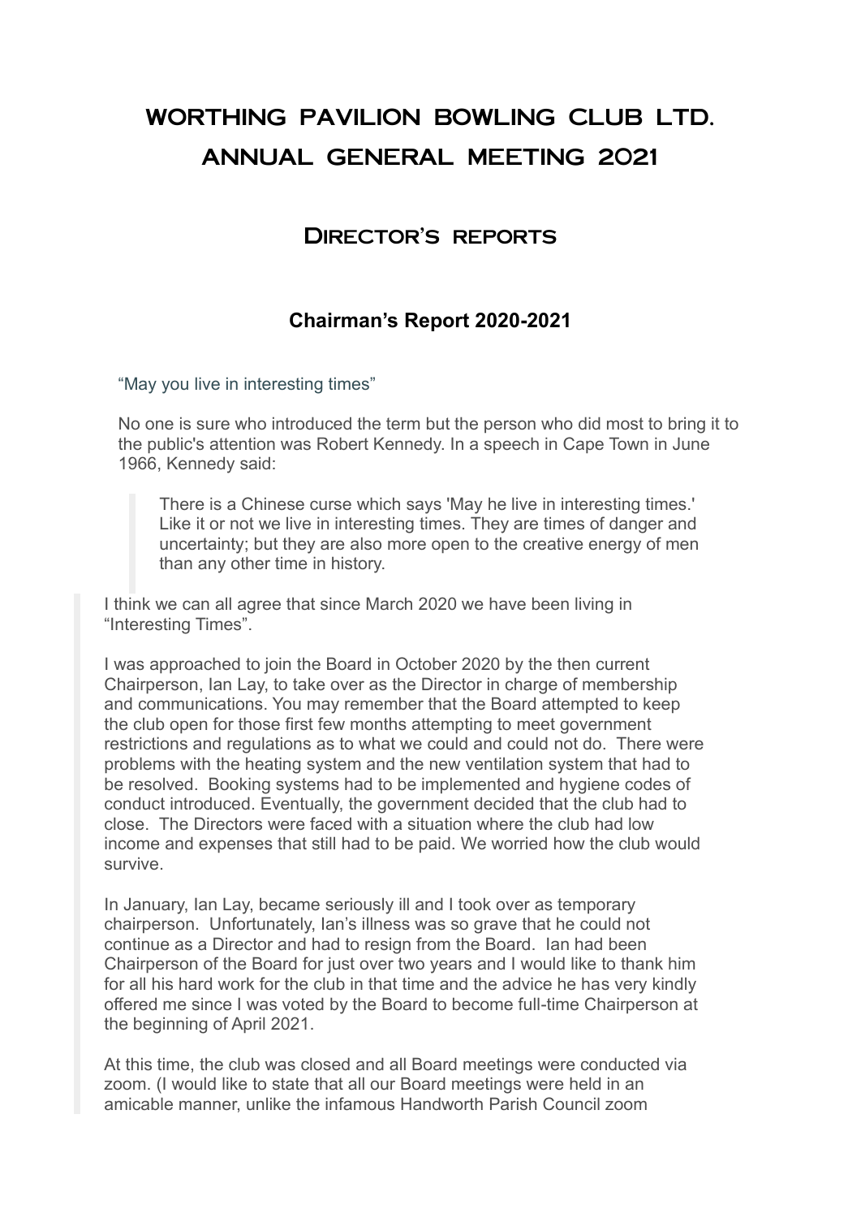# WORTHING PAVILION BOWLING CLUB LTD. ANNUAL GENERAL MEETING 2021

## Director's reports

### Chairman's Report 2020-2021

"May you live in interesting times"

No one is sure who introduced the term but the person who did most to bring it to the public's attention was Robert Kennedy. In a speech in Cape Town in June 1966, Kennedy said:

> There is a Chinese curse which says 'May he live in interesting times.' Like it or not we live in interesting times. They are times of danger and uncertainty; but they are also more open to the creative energy of men than any other time in history.

I think we can all agree that since March 2020 we have been living in "Interesting Times".

I was approached to join the Board in October 2020 by the then current Chairperson, Ian Lay, to take over as the Director in charge of membership and communications. You may remember that the Board attempted to keep the club open for those first few months attempting to meet government restrictions and regulations as to what we could and could not do. There were problems with the heating system and the new ventilation system that had to be resolved. Booking systems had to be implemented and hygiene codes of conduct introduced. Eventually, the government decided that the club had to close. The Directors were faced with a situation where the club had low income and expenses that still had to be paid. We worried how the club would survive.

In January, Ian Lay, became seriously ill and I took over as temporary chairperson. Unfortunately, Ian's illness was so grave that he could not continue as a Director and had to resign from the Board. Ian had been Chairperson of the Board for just over two years and I would like to thank him for all his hard work for the club in that time and the advice he has very kindly offered me since I was voted by the Board to become full-time Chairperson at the beginning of April 2021.

At this time, the club was closed and all Board meetings were conducted via zoom. (I would like to state that all our Board meetings were held in an amicable manner, unlike the infamous Handworth Parish Council zoom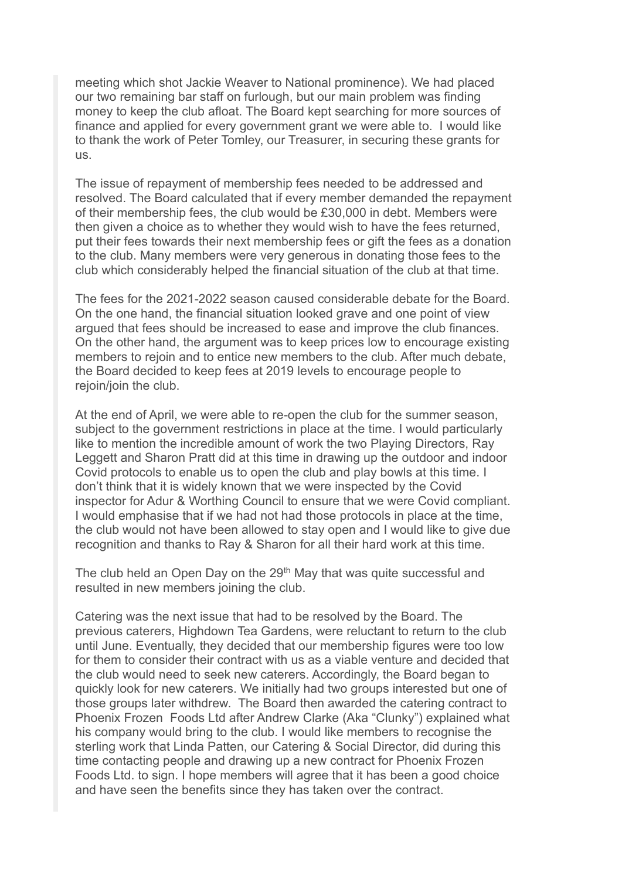meeting which shot Jackie Weaver to National prominence). We had placed our two remaining bar staff on furlough, but our main problem was finding money to keep the club afloat. The Board kept searching for more sources of finance and applied for every government grant we were able to. I would like to thank the work of Peter Tomley, our Treasurer, in securing these grants for us.

The issue of repayment of membership fees needed to be addressed and resolved. The Board calculated that if every member demanded the repayment of their membership fees, the club would be £30,000 in debt. Members were then given a choice as to whether they would wish to have the fees returned, put their fees towards their next membership fees or gift the fees as a donation to the club. Many members were very generous in donating those fees to the club which considerably helped the financial situation of the club at that time.

The fees for the 2021-2022 season caused considerable debate for the Board. On the one hand, the financial situation looked grave and one point of view argued that fees should be increased to ease and improve the club finances. On the other hand, the argument was to keep prices low to encourage existing members to rejoin and to entice new members to the club. After much debate, the Board decided to keep fees at 2019 levels to encourage people to rejoin/join the club.

At the end of April, we were able to re-open the club for the summer season, subject to the government restrictions in place at the time. I would particularly like to mention the incredible amount of work the two Playing Directors, Ray Leggett and Sharon Pratt did at this time in drawing up the outdoor and indoor Covid protocols to enable us to open the club and play bowls at this time. I don't think that it is widely known that we were inspected by the Covid inspector for Adur & Worthing Council to ensure that we were Covid compliant. I would emphasise that if we had not had those protocols in place at the time, the club would not have been allowed to stay open and I would like to give due recognition and thanks to Ray & Sharon for all their hard work at this time.

The club held an Open Day on the 29th May that was quite successful and resulted in new members joining the club.

Catering was the next issue that had to be resolved by the Board. The previous caterers, Highdown Tea Gardens, were reluctant to return to the club until June. Eventually, they decided that our membership figures were too low for them to consider their contract with us as a viable venture and decided that the club would need to seek new caterers. Accordingly, the Board began to quickly look for new caterers. We initially had two groups interested but one of those groups later withdrew. The Board then awarded the catering contract to Phoenix Frozen Foods Ltd after Andrew Clarke (Aka "Clunky") explained what his company would bring to the club. I would like members to recognise the sterling work that Linda Patten, our Catering & Social Director, did during this time contacting people and drawing up a new contract for Phoenix Frozen Foods Ltd. to sign. I hope members will agree that it has been a good choice and have seen the benefits since they has taken over the contract.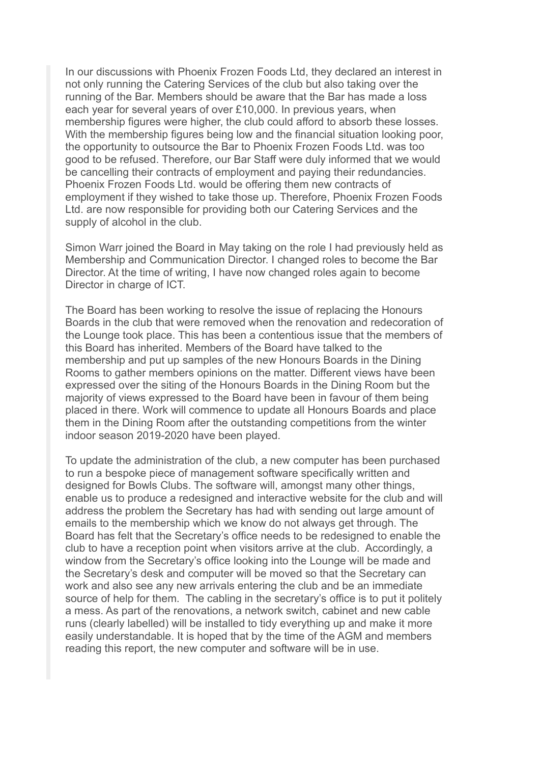In our discussions with Phoenix Frozen Foods Ltd, they declared an interest in not only running the Catering Services of the club but also taking over the running of the Bar. Members should be aware that the Bar has made a loss each year for several years of over £10,000. In previous years, when membership figures were higher, the club could afford to absorb these losses. With the membership figures being low and the financial situation looking poor, the opportunity to outsource the Bar to Phoenix Frozen Foods Ltd. was too good to be refused. Therefore, our Bar Staff were duly informed that we would be cancelling their contracts of employment and paying their redundancies. Phoenix Frozen Foods Ltd. would be offering them new contracts of employment if they wished to take those up. Therefore, Phoenix Frozen Foods Ltd. are now responsible for providing both our Catering Services and the supply of alcohol in the club.

Simon Warr joined the Board in May taking on the role I had previously held as Membership and Communication Director. I changed roles to become the Bar Director. At the time of writing, I have now changed roles again to become Director in charge of ICT.

The Board has been working to resolve the issue of replacing the Honours Boards in the club that were removed when the renovation and redecoration of the Lounge took place. This has been a contentious issue that the members of this Board has inherited. Members of the Board have talked to the membership and put up samples of the new Honours Boards in the Dining Rooms to gather members opinions on the matter. Different views have been expressed over the siting of the Honours Boards in the Dining Room but the majority of views expressed to the Board have been in favour of them being placed in there. Work will commence to update all Honours Boards and place them in the Dining Room after the outstanding competitions from the winter indoor season 2019-2020 have been played.

To update the administration of the club, a new computer has been purchased to run a bespoke piece of management software specifically written and designed for Bowls Clubs. The software will, amongst many other things, enable us to produce a redesigned and interactive website for the club and will address the problem the Secretary has had with sending out large amount of emails to the membership which we know do not always get through. The Board has felt that the Secretary's office needs to be redesigned to enable the club to have a reception point when visitors arrive at the club. Accordingly, a window from the Secretary's office looking into the Lounge will be made and the Secretary's desk and computer will be moved so that the Secretary can work and also see any new arrivals entering the club and be an immediate source of help for them. The cabling in the secretary's office is to put it politely a mess. As part of the renovations, a network switch, cabinet and new cable runs (clearly labelled) will be installed to tidy everything up and make it more easily understandable. It is hoped that by the time of the AGM and members reading this report, the new computer and software will be in use.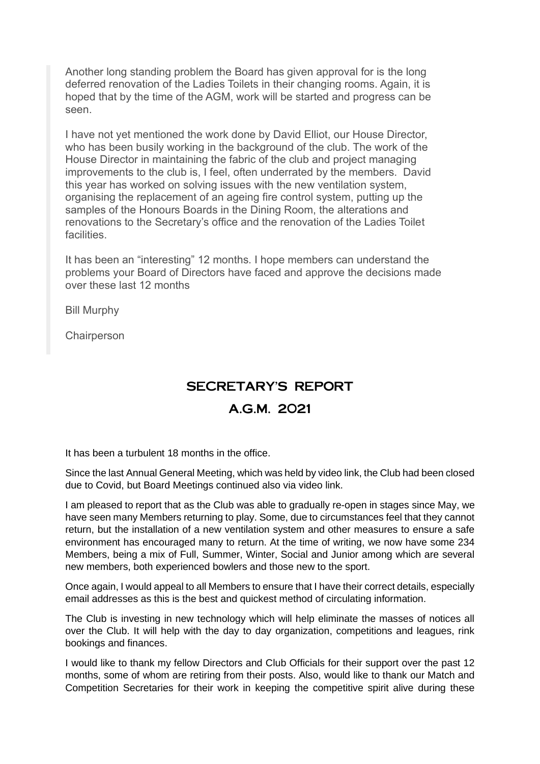Another long standing problem the Board has given approval for is the long deferred renovation of the Ladies Toilets in their changing rooms. Again, it is hoped that by the time of the AGM, work will be started and progress can be seen.

I have not yet mentioned the work done by David Elliot, our House Director, who has been busily working in the background of the club. The work of the House Director in maintaining the fabric of the club and project managing improvements to the club is, I feel, often underrated by the members. David this year has worked on solving issues with the new ventilation system, organising the replacement of an ageing fire control system, putting up the samples of the Honours Boards in the Dining Room, the alterations and renovations to the Secretary's office and the renovation of the Ladies Toilet facilities.

It has been an "interesting" 12 months. I hope members can understand the problems your Board of Directors have faced and approve the decisions made over these last 12 months

Bill Murphy

Chairperson

## SECRETARY'S REPORT

## A.G.M. 2021

It has been a turbulent 18 months in the office.

Since the last Annual General Meeting, which was held by video link, the Club had been closed due to Covid, but Board Meetings continued also via video link.

I am pleased to report that as the Club was able to gradually re-open in stages since May, we have seen many Members returning to play. Some, due to circumstances feel that they cannot return, but the installation of a new ventilation system and other measures to ensure a safe environment has encouraged many to return. At the time of writing, we now have some 234 Members, being a mix of Full, Summer, Winter, Social and Junior among which are several new members, both experienced bowlers and those new to the sport.

Once again, I would appeal to all Members to ensure that I have their correct details, especially email addresses as this is the best and quickest method of circulating information.

The Club is investing in new technology which will help eliminate the masses of notices all over the Club. It will help with the day to day organization, competitions and leagues, rink bookings and finances.

I would like to thank my fellow Directors and Club Officials for their support over the past 12 months, some of whom are retiring from their posts. Also, would like to thank our Match and Competition Secretaries for their work in keeping the competitive spirit alive during these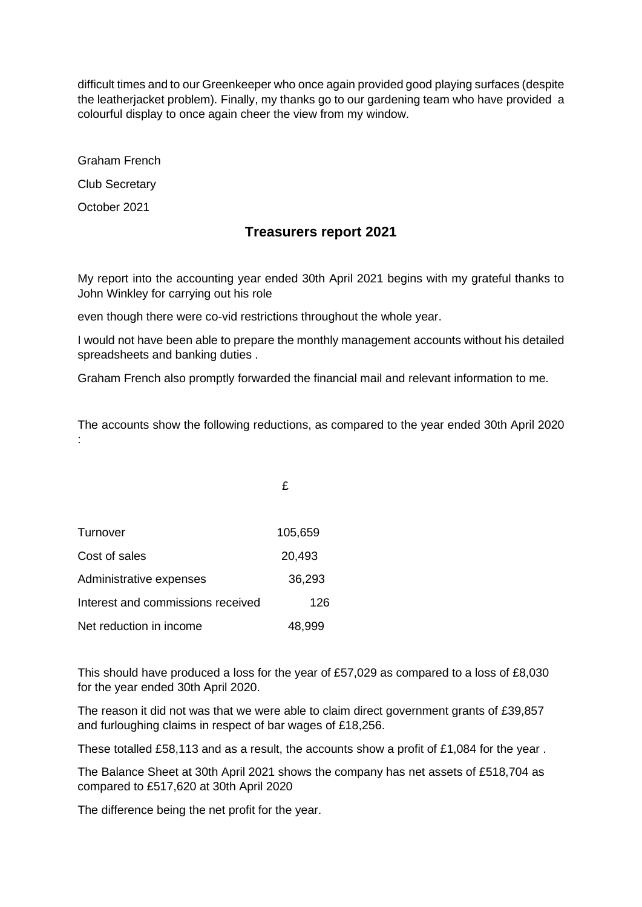difficult times and to our Greenkeeper who once again provided good playing surfaces (despite the leatherjacket problem). Finally, my thanks go to our gardening team who have provided a colourful display to once again cheer the view from my window.

Graham French

Club Secretary

October 2021

## Treasurers report 2021

My report into the accounting year ended 30th April 2021 begins with my grateful thanks to John Winkley for carrying out his role

even though there were co-vid restrictions throughout the whole year.

I would not have been able to prepare the monthly management accounts without his detailed spreadsheets and banking duties .

Graham French also promptly forwarded the financial mail and relevant information to me.

The accounts show the following reductions, as compared to the year ended 30th April 2020 :

| | £ |
|---|---|
| Turnover | 105,659 |
| Cost of sales | 20,493 |
| Administrative expenses | 36,293 |
| Interest and commissions received | 126 |
| Net reduction in income | 48,999 |

This should have produced a loss for the year of £57,029 as compared to a loss of £8,030 for the year ended 30th April 2020.

The reason it did not was that we were able to claim direct government grants of £39,857 and furloughing claims in respect of bar wages of £18,256.

These totalled £58,113 and as a result, the accounts show a profit of £1,084 for the year .

The Balance Sheet at 30th April 2021 shows the company has net assets of £518,704 as compared to £517,620 at 30th April 2020

The difference being the net profit for the year.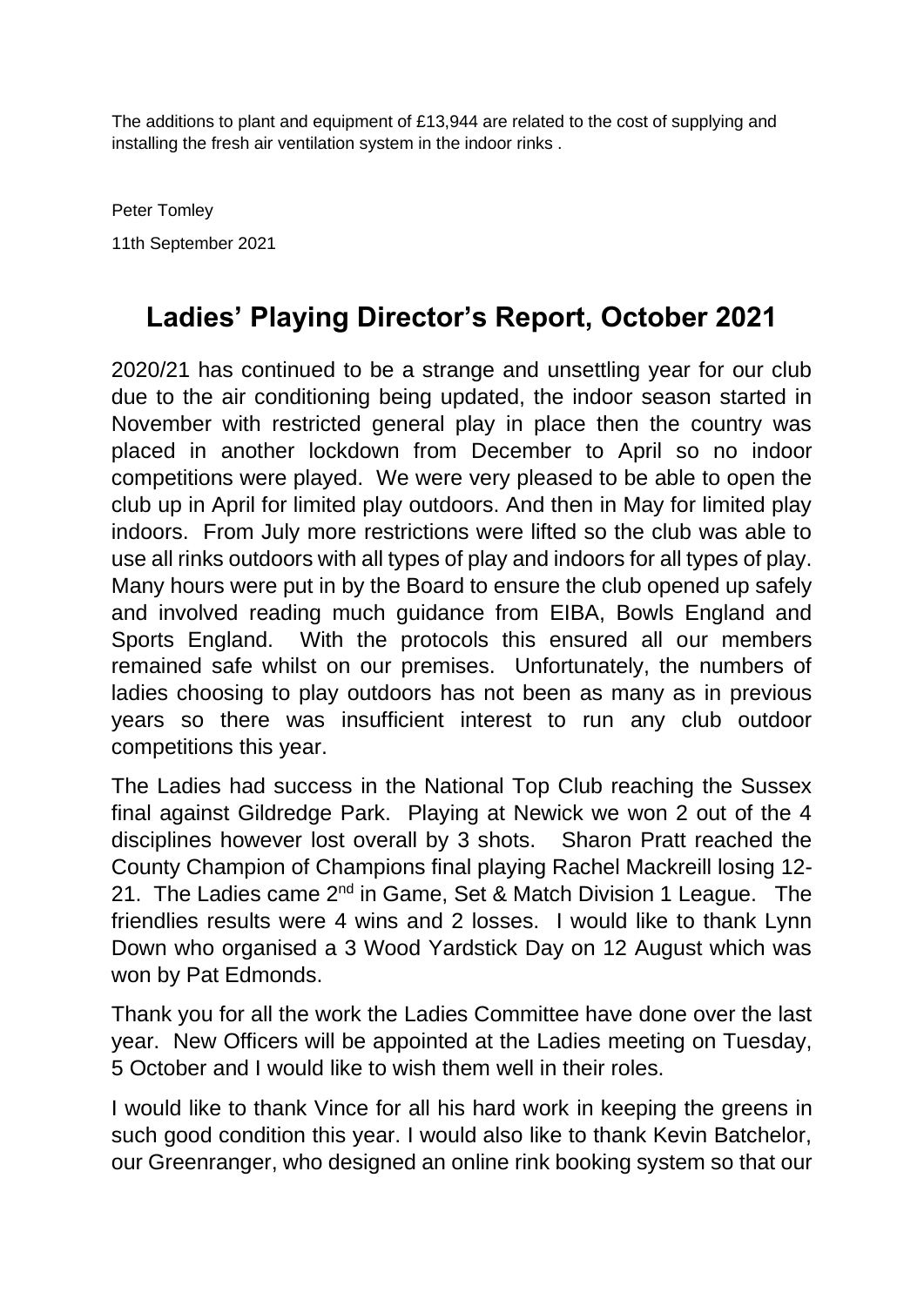The additions to plant and equipment of £13,944 are related to the cost of supplying and installing the fresh air ventilation system in the indoor rinks .

Peter Tomley

11th September 2021

# Ladies' Playing Director's Report, October 2021

2020/21 has continued to be a strange and unsettling year for our club due to the air conditioning being updated, the indoor season started in November with restricted general play in place then the country was placed in another lockdown from December to April so no indoor competitions were played. We were very pleased to be able to open the club up in April for limited play outdoors. And then in May for limited play indoors. From July more restrictions were lifted so the club was able to use all rinks outdoors with all types of play and indoors for all types of play. Many hours were put in by the Board to ensure the club opened up safely and involved reading much guidance from EIBA, Bowls England and Sports England. With the protocols this ensured all our members remained safe whilst on our premises. Unfortunately, the numbers of ladies choosing to play outdoors has not been as many as in previous years so there was insufficient interest to run any club outdoor competitions this year.

The Ladies had success in the National Top Club reaching the Sussex final against Gildredge Park. Playing at Newick we won 2 out of the 4 disciplines however lost overall by 3 shots. Sharon Pratt reached the County Champion of Champions final playing Rachel Mackreill losing 12-21. The Ladies came 2nd in Game, Set & Match Division 1 League. The friendlies results were 4 wins and 2 losses. I would like to thank Lynn Down who organised a 3 Wood Yardstick Day on 12 August which was won by Pat Edmonds.

Thank you for all the work the Ladies Committee have done over the last year. New Officers will be appointed at the Ladies meeting on Tuesday, 5 October and I would like to wish them well in their roles.

I would like to thank Vince for all his hard work in keeping the greens in such good condition this year. I would also like to thank Kevin Batchelor, our Greenranger, who designed an online rink booking system so that our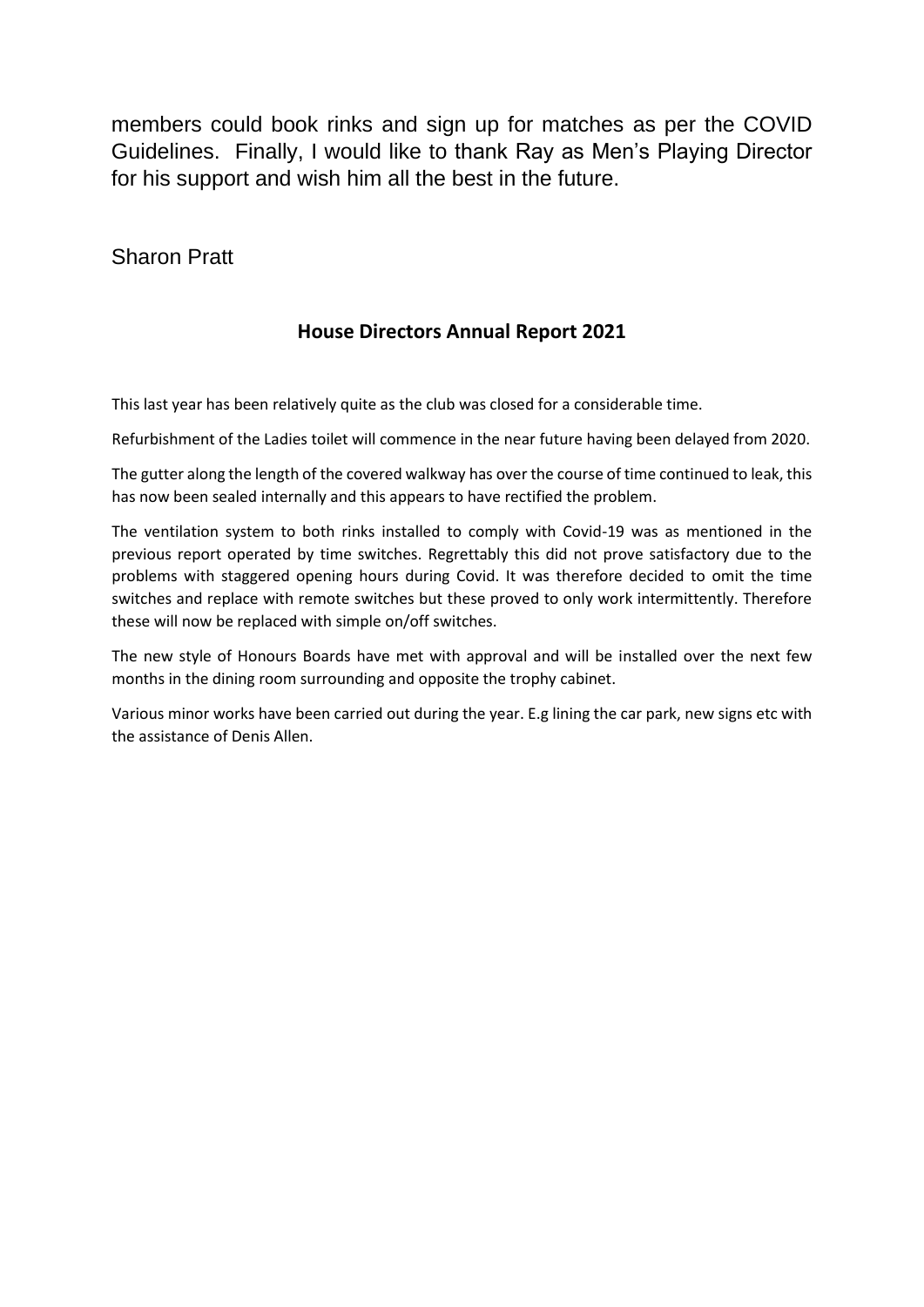members could book rinks and sign up for matches as per the COVID Guidelines. Finally, I would like to thank Ray as Men's Playing Director for his support and wish him all the best in the future.

Sharon Pratt

## House Directors Annual Report 2021

This last year has been relatively quite as the club was closed for a considerable time.

Refurbishment of the Ladies toilet will commence in the near future having been delayed from 2020.

The gutter along the length of the covered walkway has over the course of time continued to leak, this has now been sealed internally and this appears to have rectified the problem.

The ventilation system to both rinks installed to comply with Covid-19 was as mentioned in the previous report operated by time switches. Regrettably this did not prove satisfactory due to the problems with staggered opening hours during Covid. It was therefore decided to omit the time switches and replace with remote switches but these proved to only work intermittently. Therefore these will now be replaced with simple on/off switches.

The new style of Honours Boards have met with approval and will be installed over the next few months in the dining room surrounding and opposite the trophy cabinet.

Various minor works have been carried out during the year. E.g lining the car park, new signs etc with the assistance of Denis Allen.